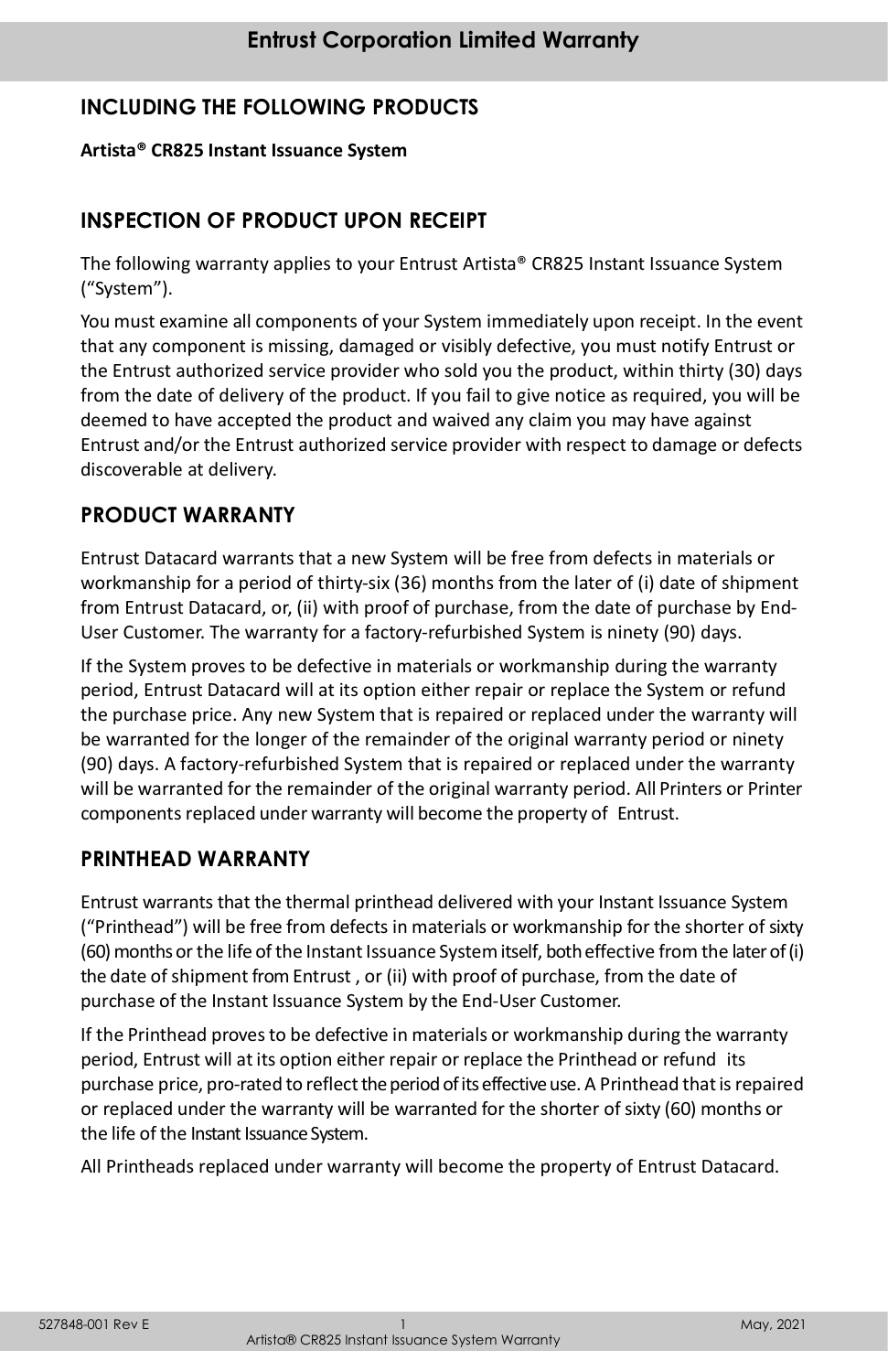# Entrust Corporation Limited Warranty

## INCLUDING THE FOLLOWING PRODUCTS

**Artista® CR825 Instant Issuance System**

## INSPECTION OF PRODUCT UPON RECEIPT

The following warranty applies to your Entrust Artista® CR825 Instant Issuance System ("System").

You must examine all components of your System immediately upon receipt. In the event that any component is missing, damaged or visibly defective, you must notify Entrust or the Entrust authorized service provider who sold you the product, within thirty (30) days from the date of delivery of the product. If you fail to give notice as required, you will be deemed to have accepted the product and waived any claim you may have against Entrust and/or the Entrust authorized service provider with respect to damage or defects discoverable at delivery.

## PRODUCT WARRANTY

Entrust Datacard warrants that a new System will be free from defects in materials or workmanship for a period of thirty-six (36) months from the later of (i) date of shipment from Entrust Datacard, or, (ii) with proof of purchase, from the date of purchase by End-User Customer. The warranty for a factory-refurbished System is ninety (90) days.

If the System proves to be defective in materials or workmanship during the warranty period, Entrust Datacard will at its option either repair or replace the System or refund the purchase price. Any new System that is repaired or replaced under the warranty will be warranted for the longer of the remainder of the original warranty period or ninety (90) days. A factory-refurbished System that is repaired or replaced under the warranty will be warranted for the remainder of the original warranty period. All Printers or Printer components replaced under warranty will become the property of Entrust.

## PRINTHEAD WARRANTY

Entrust warrants that the thermal printhead delivered with your Instant Issuance System ("Printhead") will be free from defects in materials or workmanship for the shorter of sixty (60) months or the life of the Instant Issuance System itself, both effective from the later of (i) the date of shipment from Entrust , or (ii) with proof of purchase, from the date of purchase of the Instant Issuance System by the End-User Customer.

If the Printhead proves to be defective in materials or workmanship during the warranty period, Entrust will at its option either repair or replace the Printhead or refund its purchase price, pro-rated to reflect the period of its effective use. A Printhead that is repaired or replaced under the warranty will be warranted for the shorter of sixty (60) months or the life of the Instant Issuance System.

All Printheads replaced under warranty will become the property of Entrust Datacard.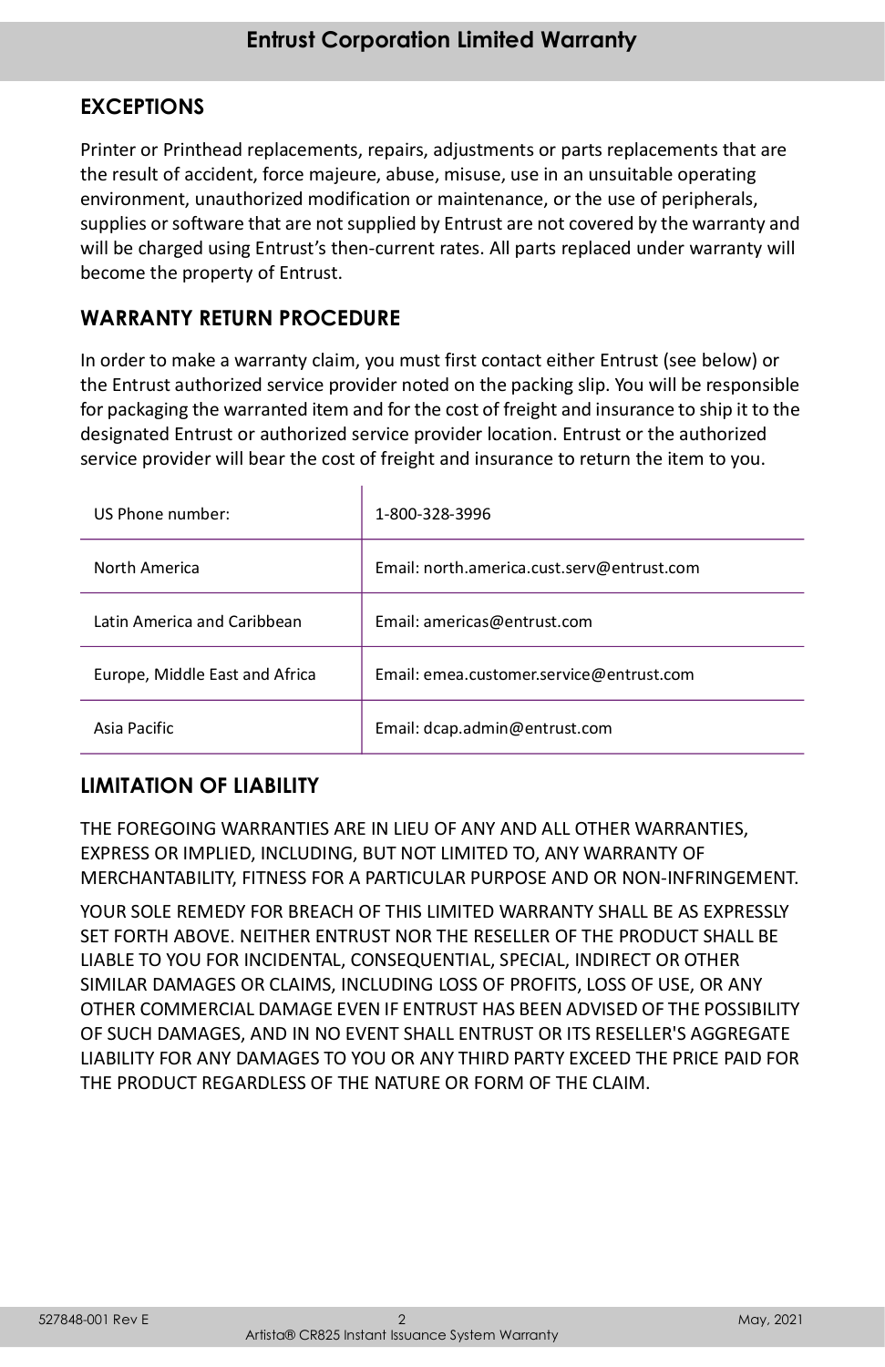## EXCEPTIONS

Printer or Printhead replacements, repairs, adjustments or parts replacements that are the result of accident, force majeure, abuse, misuse, use in an unsuitable operating environment, unauthorized modification or maintenance, or the use of peripherals, supplies or software that are not supplied by Entrust are not covered by the warranty and will be charged using Entrust's then-current rates. All parts replaced under warranty will become the property of Entrust.

## WARRANTY RETURN PROCEDURE

In order to make a warranty claim, you must first contact either Entrust (see below) or the Entrust authorized service provider noted on the packing slip. You will be responsible for packaging the warranted item and for the cost of freight and insurance to ship it to the designated Entrust or authorized service provider location. Entrust or the authorized service provider will bear the cost of freight and insurance to return the item to you.

| | |
|---|---|
| US Phone number: | 1-800-328-3996 |
| North America | Email: north.america.cust.serv@entrust.com |
| Latin America and Caribbean | Email: americas@entrust.com |
| Europe, Middle East and Africa | Email: emea.customer.service@entrust.com |
| Asia Pacific | Email: dcap.admin@entrust.com |

## LIMITATION OF LIABILITY

THE FOREGOING WARRANTIES ARE IN LIEU OF ANY AND ALL OTHER WARRANTIES, EXPRESS OR IMPLIED, INCLUDING, BUT NOT LIMITED TO, ANY WARRANTY OF MERCHANTABILITY, FITNESS FOR A PARTICULAR PURPOSE AND OR NON-INFRINGEMENT.

YOUR SOLE REMEDY FOR BREACH OF THIS LIMITED WARRANTY SHALL BE AS EXPRESSLY SET FORTH ABOVE. NEITHER ENTRUST NOR THE RESELLER OF THE PRODUCT SHALL BE LIABLE TO YOU FOR INCIDENTAL, CONSEQUENTIAL, SPECIAL, INDIRECT OR OTHER SIMILAR DAMAGES OR CLAIMS, INCLUDING LOSS OF PROFITS, LOSS OF USE, OR ANY OTHER COMMERCIAL DAMAGE EVEN IF ENTRUST HAS BEEN ADVISED OF THE POSSIBILITY OF SUCH DAMAGES, AND IN NO EVENT SHALL ENTRUST OR ITS RESELLER'S AGGREGATE LIABILITY FOR ANY DAMAGES TO YOU OR ANY THIRD PARTY EXCEED THE PRICE PAID FOR THE PRODUCT REGARDLESS OF THE NATURE OR FORM OF THE CLAIM.